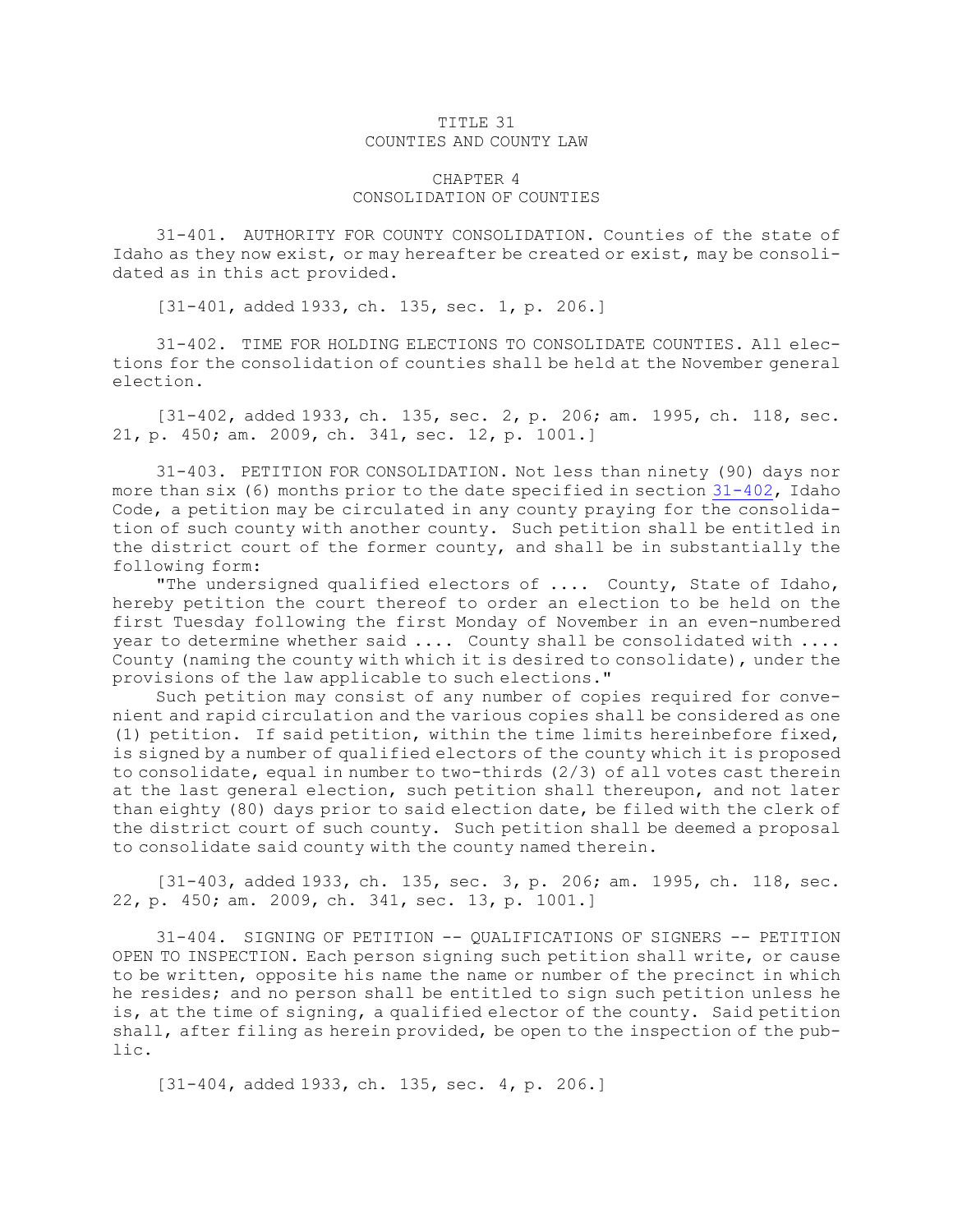# TITLE 31
# COUNTIES AND COUNTY LAW

## CHAPTER 4
## CONSOLIDATION OF COUNTIES

31-401. AUTHORITY FOR COUNTY CONSOLIDATION. Counties of the state of Idaho as they now exist, or may hereafter be created or exist, may be consolidated as in this act provided.

[31-401, added 1933, ch. 135, sec. 1, p. 206.]

31-402. TIME FOR HOLDING ELECTIONS TO CONSOLIDATE COUNTIES. All elections for the consolidation of counties shall be held at the November general election.

[31-402, added 1933, ch. 135, sec. 2, p. 206; am. 1995, ch. 118, sec. 21, p. 450; am. 2009, ch. 341, sec. 12, p. 1001.]

31-403. PETITION FOR CONSOLIDATION. Not less than ninety (90) days nor more than six (6) months prior to the date specified in section 31-402, Idaho Code, a petition may be circulated in any county praying for the consolidation of such county with another county. Such petition shall be entitled in the district court of the former county, and shall be in substantially the following form:

"The undersigned qualified electors of .... County, State of Idaho, hereby petition the court thereof to order an election to be held on the first Tuesday following the first Monday of November in an even-numbered year to determine whether said .... County shall be consolidated with .... County (naming the county with which it is desired to consolidate), under the provisions of the law applicable to such elections."

Such petition may consist of any number of copies required for convenient and rapid circulation and the various copies shall be considered as one (1) petition. If said petition, within the time limits hereinbefore fixed, is signed by a number of qualified electors of the county which it is proposed to consolidate, equal in number to two-thirds (2/3) of all votes cast therein at the last general election, such petition shall thereupon, and not later than eighty (80) days prior to said election date, be filed with the clerk of the district court of such county. Such petition shall be deemed a proposal to consolidate said county with the county named therein.

[31-403, added 1933, ch. 135, sec. 3, p. 206; am. 1995, ch. 118, sec. 22, p. 450; am. 2009, ch. 341, sec. 13, p. 1001.]

31-404. SIGNING OF PETITION -- QUALIFICATIONS OF SIGNERS -- PETITION OPEN TO INSPECTION. Each person signing such petition shall write, or cause to be written, opposite his name the name or number of the precinct in which he resides; and no person shall be entitled to sign such petition unless he is, at the time of signing, a qualified elector of the county. Said petition shall, after filing as herein provided, be open to the inspection of the public.

[31-404, added 1933, ch. 135, sec. 4, p. 206.]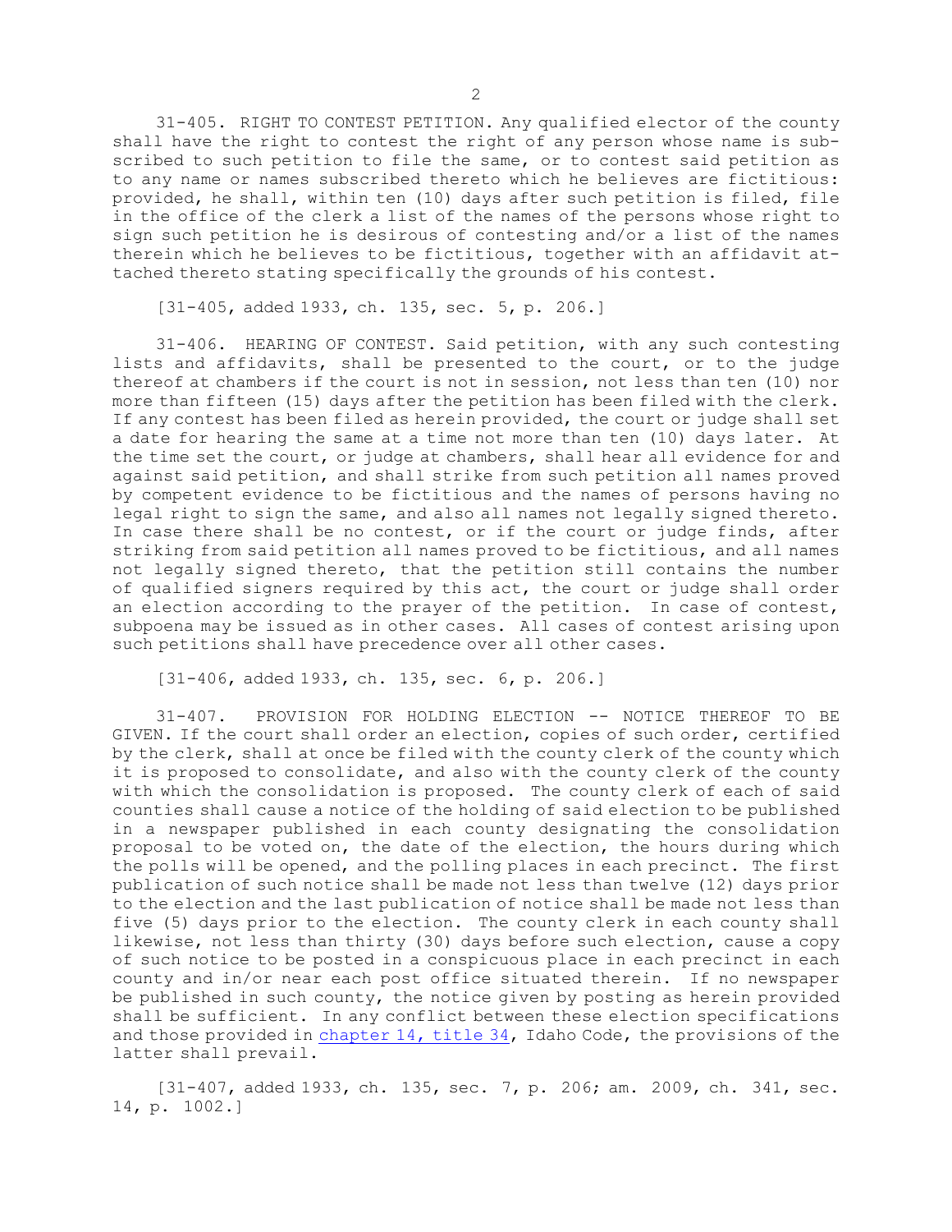31-405. RIGHT TO CONTEST PETITION. Any qualified elector of the county shall have the right to contest the right of any person whose name is subscribed to such petition to file the same, or to contest said petition as to any name or names subscribed thereto which he believes are fictitious: provided, he shall, within ten (10) days after such petition is filed, file in the office of the clerk a list of the names of the persons whose right to sign such petition he is desirous of contesting and/or a list of the names therein which he believes to be fictitious, together with an affidavit attached thereto stating specifically the grounds of his contest.

[31-405, added 1933, ch. 135, sec. 5, p. 206.]

31-406. HEARING OF CONTEST. Said petition, with any such contesting lists and affidavits, shall be presented to the court, or to the judge thereof at chambers if the court is not in session, not less than ten (10) nor more than fifteen (15) days after the petition has been filed with the clerk. If any contest has been filed as herein provided, the court or judge shall set a date for hearing the same at a time not more than ten (10) days later. At the time set the court, or judge at chambers, shall hear all evidence for and against said petition, and shall strike from such petition all names proved by competent evidence to be fictitious and the names of persons having no legal right to sign the same, and also all names not legally signed thereto. In case there shall be no contest, or if the court or judge finds, after striking from said petition all names proved to be fictitious, and all names not legally signed thereto, that the petition still contains the number of qualified signers required by this act, the court or judge shall order an election according to the prayer of the petition. In case of contest, subpoena may be issued as in other cases. All cases of contest arising upon such petitions shall have precedence over all other cases.

[31-406, added 1933, ch. 135, sec. 6, p. 206.]

31-407. PROVISION FOR HOLDING ELECTION -- NOTICE THEREOF TO BE GIVEN. If the court shall order an election, copies of such order, certified by the clerk, shall at once be filed with the county clerk of the county which it is proposed to consolidate, and also with the county clerk of the county with which the consolidation is proposed. The county clerk of each of said counties shall cause a notice of the holding of said election to be published in a newspaper published in each county designating the consolidation proposal to be voted on, the date of the election, the hours during which the polls will be opened, and the polling places in each precinct. The first publication of such notice shall be made not less than twelve (12) days prior to the election and the last publication of notice shall be made not less than five (5) days prior to the election. The county clerk in each county shall likewise, not less than thirty (30) days before such election, cause a copy of such notice to be posted in a conspicuous place in each precinct in each county and in/or near each post office situated therein. If no newspaper be published in such county, the notice given by posting as herein provided shall be sufficient. In any conflict between these election specifications and those provided in chapter 14, title 34, Idaho Code, the provisions of the latter shall prevail.

[31-407, added 1933, ch. 135, sec. 7, p. 206; am. 2009, ch. 341, sec. 14, p. 1002.]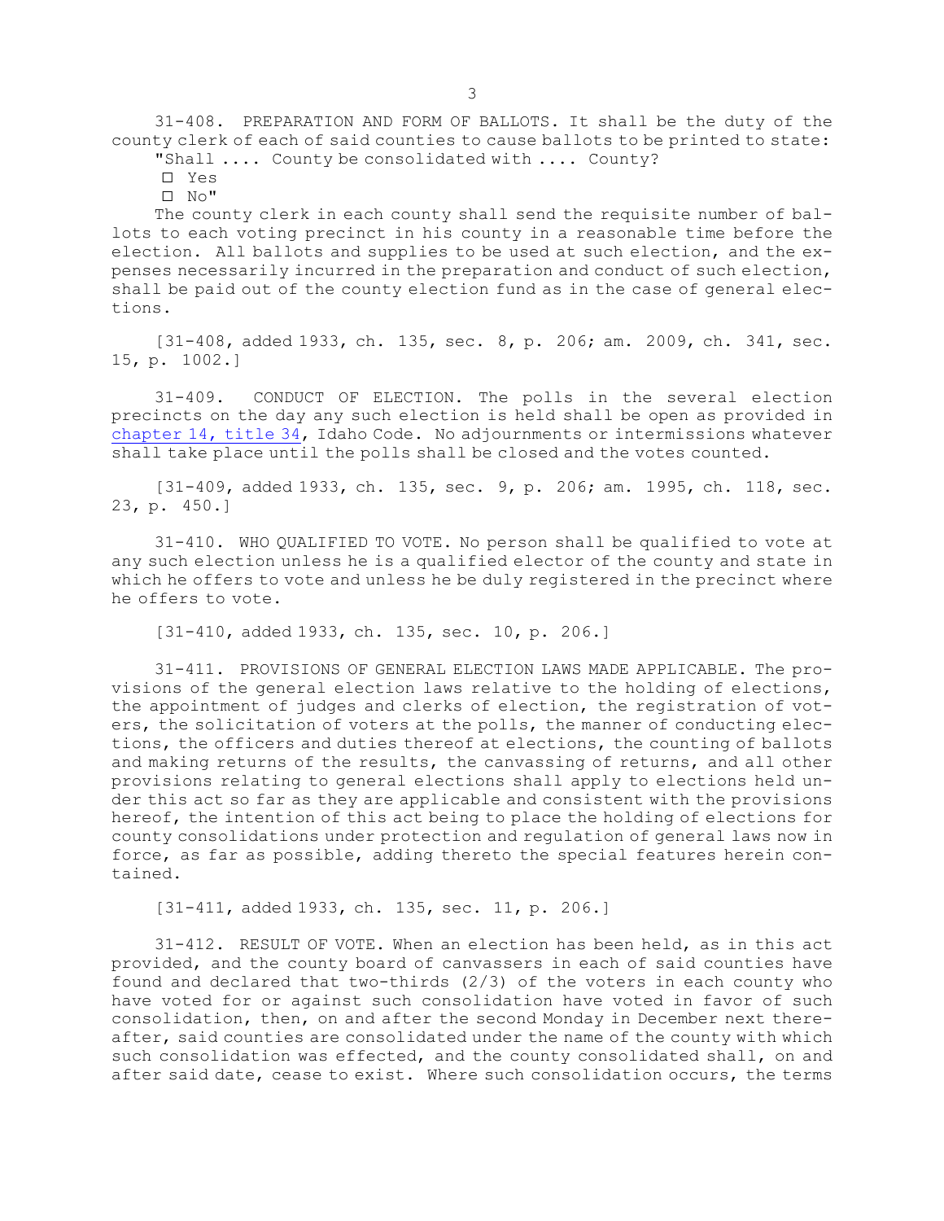31-408. PREPARATION AND FORM OF BALLOTS. It shall be the duty of the county clerk of each of said counties to cause ballots to be printed to state:

"Shall .... County be consolidated with .... County?

☐ Yes

☐ No"

The county clerk in each county shall send the requisite number of ballots to each voting precinct in his county in a reasonable time before the election. All ballots and supplies to be used at such election, and the expenses necessarily incurred in the preparation and conduct of such election, shall be paid out of the county election fund as in the case of general elections.

[31-408, added 1933, ch. 135, sec. 8, p. 206; am. 2009, ch. 341, sec. 15, p. 1002.]

31-409. CONDUCT OF ELECTION. The polls in the several election precincts on the day any such election is held shall be open as provided in chapter 14, title 34, Idaho Code. No adjournments or intermissions whatever shall take place until the polls shall be closed and the votes counted.

[31-409, added 1933, ch. 135, sec. 9, p. 206; am. 1995, ch. 118, sec. 23, p. 450.]

31-410. WHO QUALIFIED TO VOTE. No person shall be qualified to vote at any such election unless he is a qualified elector of the county and state in which he offers to vote and unless he be duly registered in the precinct where he offers to vote.

[31-410, added 1933, ch. 135, sec. 10, p. 206.]

31-411. PROVISIONS OF GENERAL ELECTION LAWS MADE APPLICABLE. The provisions of the general election laws relative to the holding of elections, the appointment of judges and clerks of election, the registration of voters, the solicitation of voters at the polls, the manner of conducting elections, the officers and duties thereof at elections, the counting of ballots and making returns of the results, the canvassing of returns, and all other provisions relating to general elections shall apply to elections held under this act so far as they are applicable and consistent with the provisions hereof, the intention of this act being to place the holding of elections for county consolidations under protection and regulation of general laws now in force, as far as possible, adding thereto the special features herein contained.

[31-411, added 1933, ch. 135, sec. 11, p. 206.]

31-412. RESULT OF VOTE. When an election has been held, as in this act provided, and the county board of canvassers in each of said counties have found and declared that two-thirds (2/3) of the voters in each county who have voted for or against such consolidation have voted in favor of such consolidation, then, on and after the second Monday in December next thereafter, said counties are consolidated under the name of the county with which such consolidation was effected, and the county consolidated shall, on and after said date, cease to exist. Where such consolidation occurs, the terms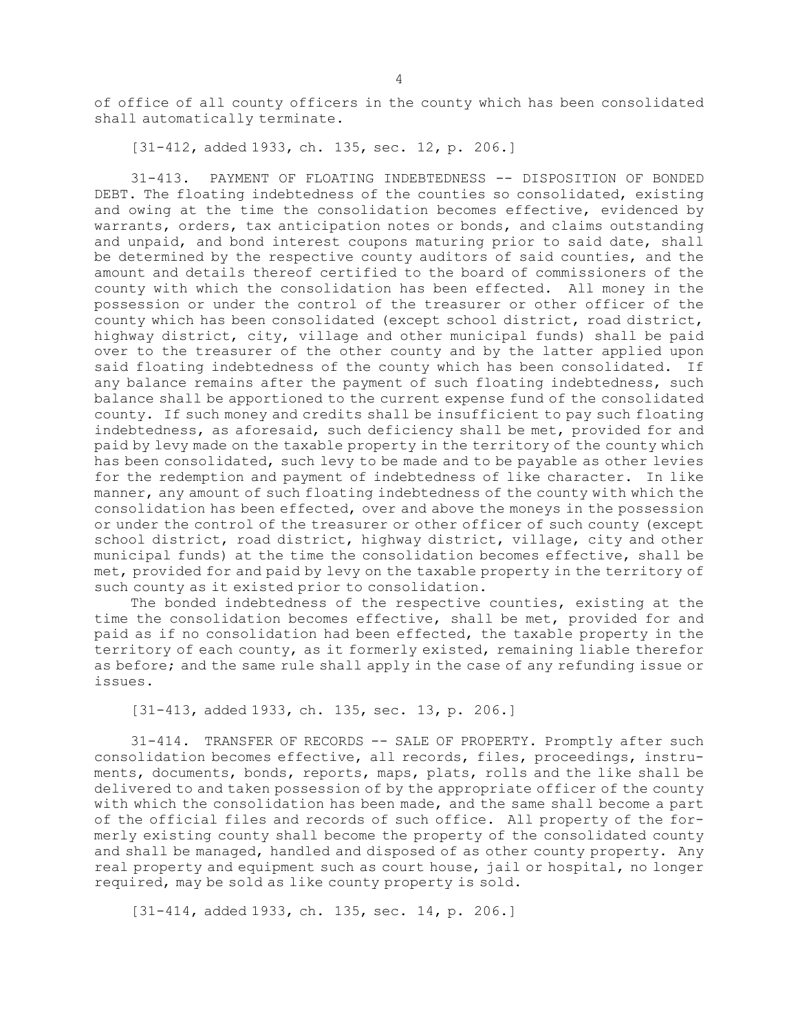of office of all county officers in the county which has been consolidated shall automatically terminate.

[31-412, added 1933, ch. 135, sec. 12, p. 206.]

31-413. PAYMENT OF FLOATING INDEBTEDNESS -- DISPOSITION OF BONDED DEBT. The floating indebtedness of the counties so consolidated, existing and owing at the time the consolidation becomes effective, evidenced by warrants, orders, tax anticipation notes or bonds, and claims outstanding and unpaid, and bond interest coupons maturing prior to said date, shall be determined by the respective county auditors of said counties, and the amount and details thereof certified to the board of commissioners of the county with which the consolidation has been effected. All money in the possession or under the control of the treasurer or other officer of the county which has been consolidated (except school district, road district, highway district, city, village and other municipal funds) shall be paid over to the treasurer of the other county and by the latter applied upon said floating indebtedness of the county which has been consolidated. If any balance remains after the payment of such floating indebtedness, such balance shall be apportioned to the current expense fund of the consolidated county. If such money and credits shall be insufficient to pay such floating indebtedness, as aforesaid, such deficiency shall be met, provided for and paid by levy made on the taxable property in the territory of the county which has been consolidated, such levy to be made and to be payable as other levies for the redemption and payment of indebtedness of like character. In like manner, any amount of such floating indebtedness of the county with which the consolidation has been effected, over and above the moneys in the possession or under the control of the treasurer or other officer of such county (except school district, road district, highway district, village, city and other municipal funds) at the time the consolidation becomes effective, shall be met, provided for and paid by levy on the taxable property in the territory of such county as it existed prior to consolidation.

The bonded indebtedness of the respective counties, existing at the time the consolidation becomes effective, shall be met, provided for and paid as if no consolidation had been effected, the taxable property in the territory of each county, as it formerly existed, remaining liable therefor as before; and the same rule shall apply in the case of any refunding issue or issues.

[31-413, added 1933, ch. 135, sec. 13, p. 206.]

31-414. TRANSFER OF RECORDS -- SALE OF PROPERTY. Promptly after such consolidation becomes effective, all records, files, proceedings, instruments, documents, bonds, reports, maps, plats, rolls and the like shall be delivered to and taken possession of by the appropriate officer of the county with which the consolidation has been made, and the same shall become a part of the official files and records of such office. All property of the formerly existing county shall become the property of the consolidated county and shall be managed, handled and disposed of as other county property. Any real property and equipment such as court house, jail or hospital, no longer required, may be sold as like county property is sold.

[31-414, added 1933, ch. 135, sec. 14, p. 206.]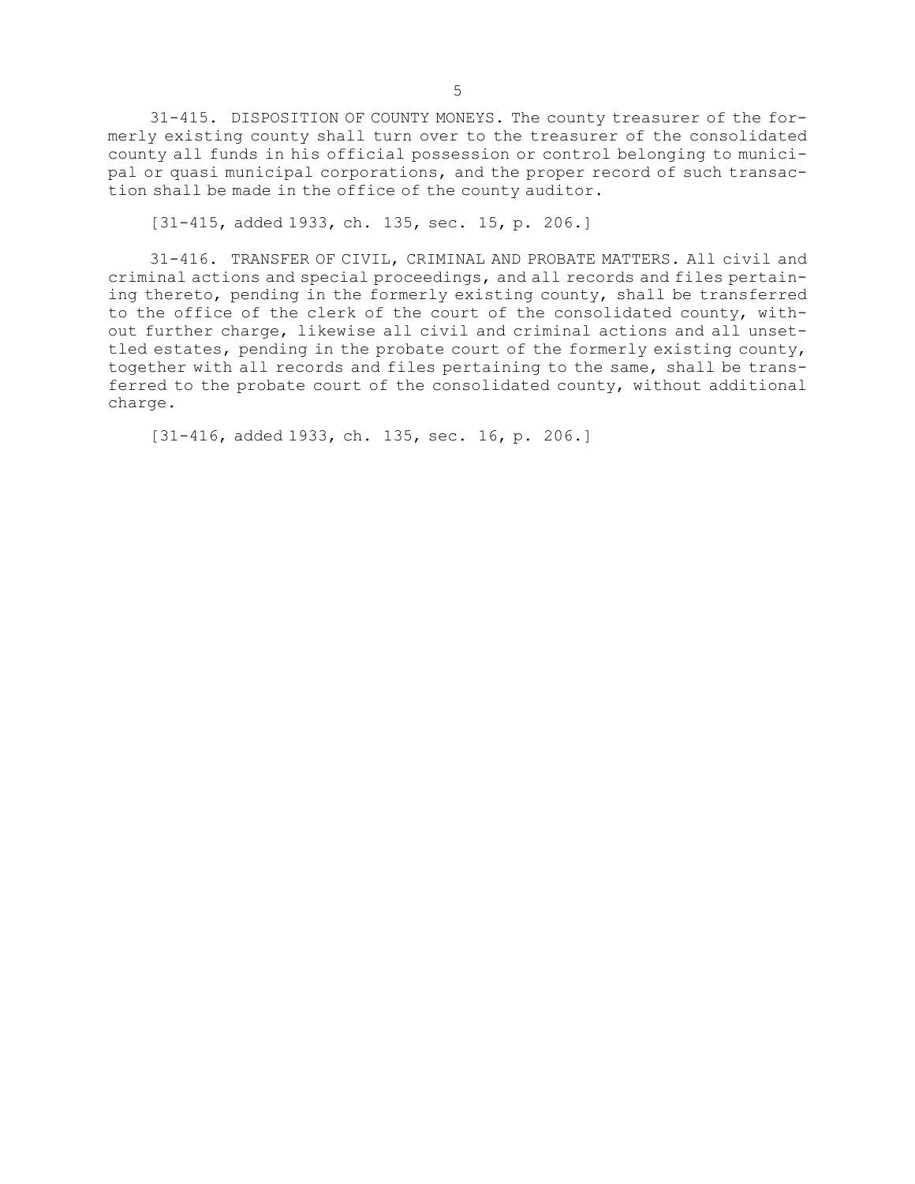31-415. DISPOSITION OF COUNTY MONEYS. The county treasurer of the formerly existing county shall turn over to the treasurer of the consolidated county all funds in his official possession or control belonging to municipal or quasi municipal corporations, and the proper record of such transaction shall be made in the office of the county auditor.

[31-415, added 1933, ch. 135, sec. 15, p. 206.]

31-416. TRANSFER OF CIVIL, CRIMINAL AND PROBATE MATTERS. All civil and criminal actions and special proceedings, and all records and files pertaining thereto, pending in the formerly existing county, shall be transferred to the office of the clerk of the court of the consolidated county, without further charge, likewise all civil and criminal actions and all unsettled estates, pending in the probate court of the formerly existing county, together with all records and files pertaining to the same, shall be transferred to the probate court of the consolidated county, without additional charge.

[31-416, added 1933, ch. 135, sec. 16, p. 206.]